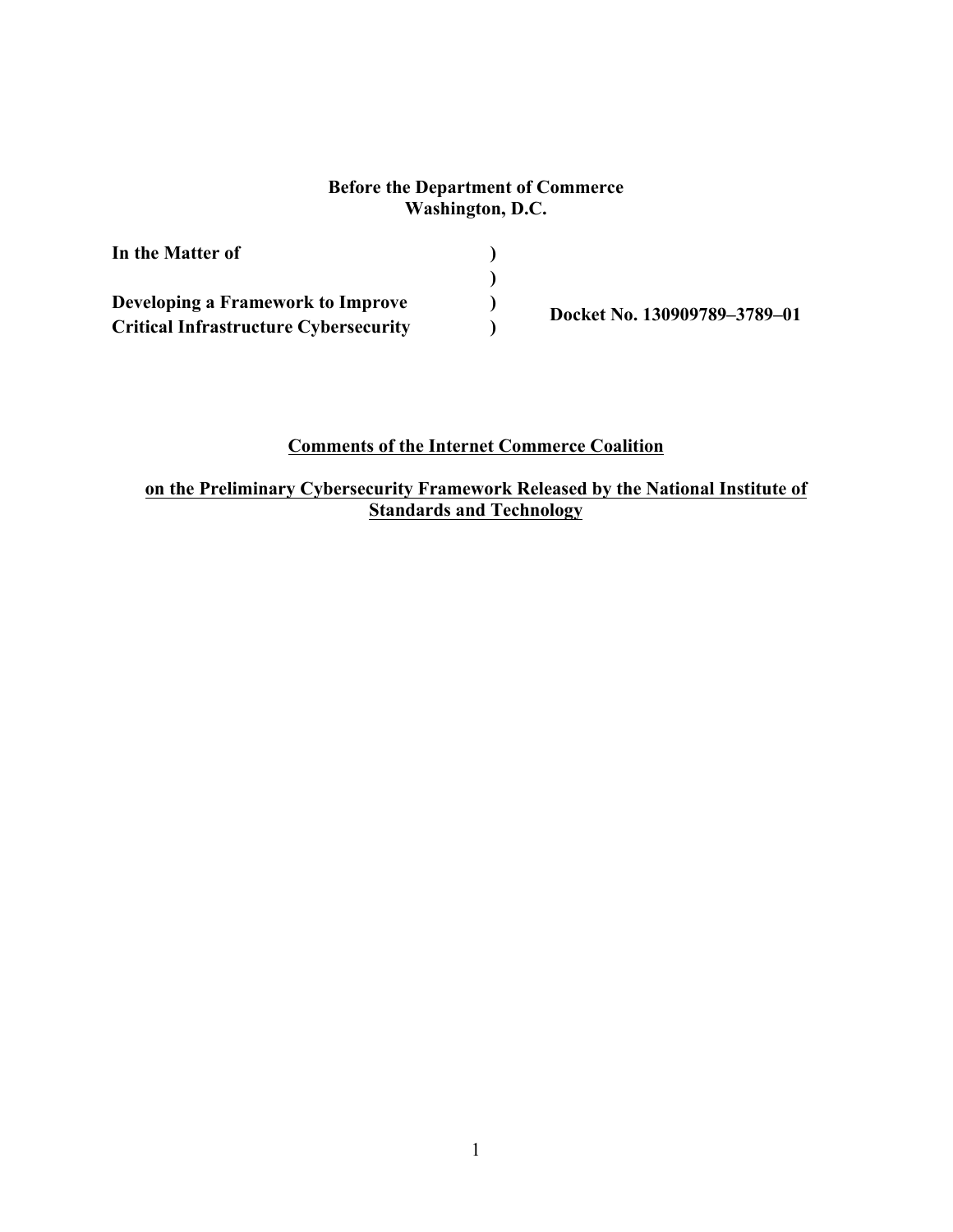**Before the Department of Commerce**
**Washington, D.C.**

| | | |
|---|---|---|
| **In the Matter of** | **)** | |
| | **)** | |
| **Developing a Framework to Improve** | **)** | **Docket No. 130909789–3789–01** |
| **Critical Infrastructure Cybersecurity** | **)** | |

**Comments of the Internet Commerce Coalition**

**on the Preliminary Cybersecurity Framework Released by the National Institute of Standards and Technology**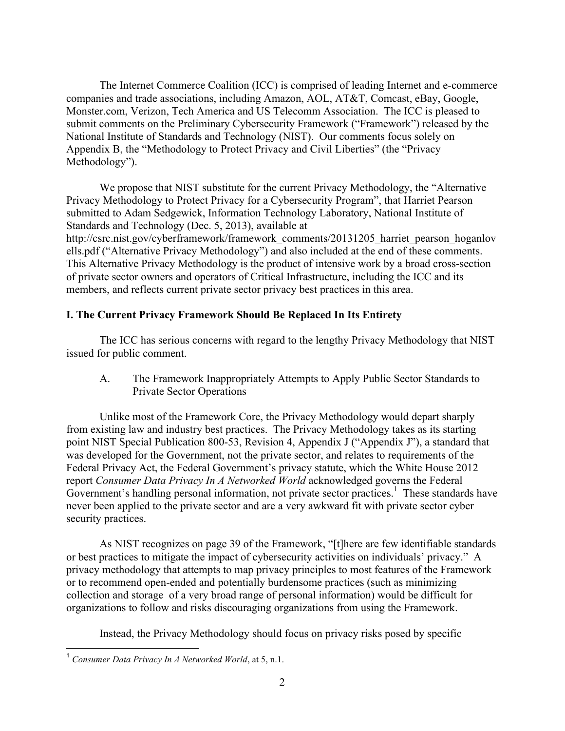The Internet Commerce Coalition (ICC) is comprised of leading Internet and e-commerce companies and trade associations, including Amazon, AOL, AT&T, Comcast, eBay, Google, Monster.com, Verizon, Tech America and US Telecomm Association. The ICC is pleased to submit comments on the Preliminary Cybersecurity Framework ("Framework") released by the National Institute of Standards and Technology (NIST). Our comments focus solely on Appendix B, the "Methodology to Protect Privacy and Civil Liberties" (the "Privacy Methodology").

We propose that NIST substitute for the current Privacy Methodology, the "Alternative Privacy Methodology to Protect Privacy for a Cybersecurity Program", that Harriet Pearson submitted to Adam Sedgewick, Information Technology Laboratory, National Institute of Standards and Technology (Dec. 5, 2013), available at http://csrc.nist.gov/cyberframework/framework_comments/20131205_harriet_pearson_hoganlovells.pdf ("Alternative Privacy Methodology") and also included at the end of these comments. This Alternative Privacy Methodology is the product of intensive work by a broad cross-section of private sector owners and operators of Critical Infrastructure, including the ICC and its members, and reflects current private sector privacy best practices in this area.

## I. The Current Privacy Framework Should Be Replaced In Its Entirety

The ICC has serious concerns with regard to the lengthy Privacy Methodology that NIST issued for public comment.

### A. The Framework Inappropriately Attempts to Apply Public Sector Standards to Private Sector Operations

Unlike most of the Framework Core, the Privacy Methodology would depart sharply from existing law and industry best practices. The Privacy Methodology takes as its starting point NIST Special Publication 800-53, Revision 4, Appendix J ("Appendix J"), a standard that was developed for the Government, not the private sector, and relates to requirements of the Federal Privacy Act, the Federal Government's privacy statute, which the White House 2012 report *Consumer Data Privacy In A Networked World* acknowledged governs the Federal Government's handling personal information, not private sector practices.[1] These standards have never been applied to the private sector and are a very awkward fit with private sector cyber security practices.

As NIST recognizes on page 39 of the Framework, "[t]here are few identifiable standards or best practices to mitigate the impact of cybersecurity activities on individuals' privacy." A privacy methodology that attempts to map privacy principles to most features of the Framework or to recommend open-ended and potentially burdensome practices (such as minimizing collection and storage of a very broad range of personal information) would be difficult for organizations to follow and risks discouraging organizations from using the Framework.

Instead, the Privacy Methodology should focus on privacy risks posed by specific

[1] *Consumer Data Privacy In A Networked World*, at 5, n.1.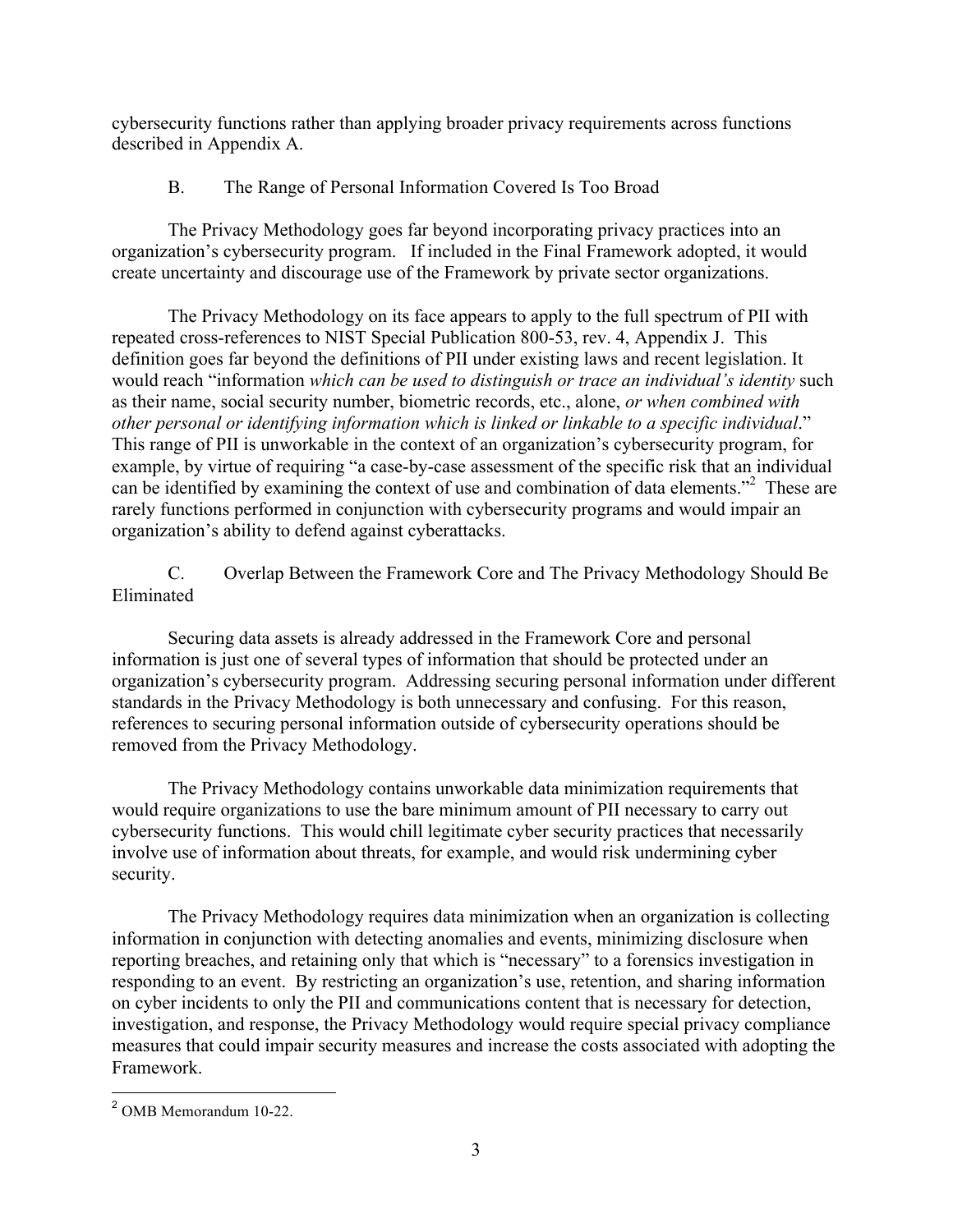cybersecurity functions rather than applying broader privacy requirements across functions described in Appendix A.

### B. The Range of Personal Information Covered Is Too Broad

The Privacy Methodology goes far beyond incorporating privacy practices into an organization's cybersecurity program. If included in the Final Framework adopted, it would create uncertainty and discourage use of the Framework by private sector organizations.

The Privacy Methodology on its face appears to apply to the full spectrum of PII with repeated cross-references to NIST Special Publication 800-53, rev. 4, Appendix J. This definition goes far beyond the definitions of PII under existing laws and recent legislation. It would reach "information *which can be used to distinguish or trace an individual's identity* such as their name, social security number, biometric records, etc., alone, *or when combined with other personal or identifying information which is linked or linkable to a specific individual*." This range of PII is unworkable in the context of an organization's cybersecurity program, for example, by virtue of requiring "a case-by-case assessment of the specific risk that an individual can be identified by examining the context of use and combination of data elements."[2] These are rarely functions performed in conjunction with cybersecurity programs and would impair an organization's ability to defend against cyberattacks.

### C. Overlap Between the Framework Core and The Privacy Methodology Should Be Eliminated

Securing data assets is already addressed in the Framework Core and personal information is just one of several types of information that should be protected under an organization's cybersecurity program. Addressing securing personal information under different standards in the Privacy Methodology is both unnecessary and confusing. For this reason, references to securing personal information outside of cybersecurity operations should be removed from the Privacy Methodology.

The Privacy Methodology contains unworkable data minimization requirements that would require organizations to use the bare minimum amount of PII necessary to carry out cybersecurity functions. This would chill legitimate cyber security practices that necessarily involve use of information about threats, for example, and would risk undermining cyber security.

The Privacy Methodology requires data minimization when an organization is collecting information in conjunction with detecting anomalies and events, minimizing disclosure when reporting breaches, and retaining only that which is "necessary" to a forensics investigation in responding to an event. By restricting an organization's use, retention, and sharing information on cyber incidents to only the PII and communications content that is necessary for detection, investigation, and response, the Privacy Methodology would require special privacy compliance measures that could impair security measures and increase the costs associated with adopting the Framework.

---

[2] OMB Memorandum 10-22.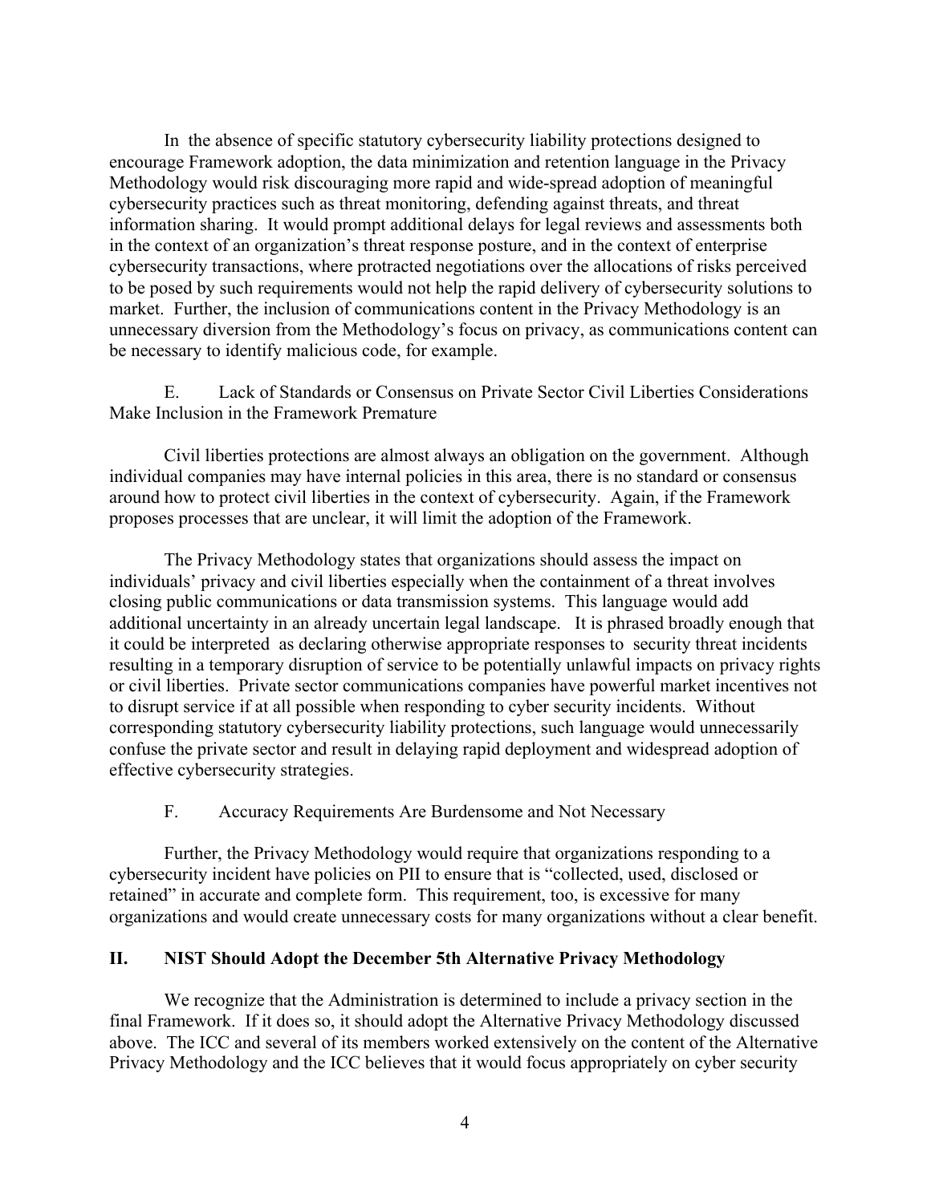In the absence of specific statutory cybersecurity liability protections designed to encourage Framework adoption, the data minimization and retention language in the Privacy Methodology would risk discouraging more rapid and wide-spread adoption of meaningful cybersecurity practices such as threat monitoring, defending against threats, and threat information sharing. It would prompt additional delays for legal reviews and assessments both in the context of an organization's threat response posture, and in the context of enterprise cybersecurity transactions, where protracted negotiations over the allocations of risks perceived to be posed by such requirements would not help the rapid delivery of cybersecurity solutions to market. Further, the inclusion of communications content in the Privacy Methodology is an unnecessary diversion from the Methodology's focus on privacy, as communications content can be necessary to identify malicious code, for example.

### E. Lack of Standards or Consensus on Private Sector Civil Liberties Considerations Make Inclusion in the Framework Premature

Civil liberties protections are almost always an obligation on the government. Although individual companies may have internal policies in this area, there is no standard or consensus around how to protect civil liberties in the context of cybersecurity. Again, if the Framework proposes processes that are unclear, it will limit the adoption of the Framework.

The Privacy Methodology states that organizations should assess the impact on individuals' privacy and civil liberties especially when the containment of a threat involves closing public communications or data transmission systems. This language would add additional uncertainty in an already uncertain legal landscape. It is phrased broadly enough that it could be interpreted as declaring otherwise appropriate responses to security threat incidents resulting in a temporary disruption of service to be potentially unlawful impacts on privacy rights or civil liberties. Private sector communications companies have powerful market incentives not to disrupt service if at all possible when responding to cyber security incidents. Without corresponding statutory cybersecurity liability protections, such language would unnecessarily confuse the private sector and result in delaying rapid deployment and widespread adoption of effective cybersecurity strategies.

### F. Accuracy Requirements Are Burdensome and Not Necessary

Further, the Privacy Methodology would require that organizations responding to a cybersecurity incident have policies on PII to ensure that is "collected, used, disclosed or retained" in accurate and complete form. This requirement, too, is excessive for many organizations and would create unnecessary costs for many organizations without a clear benefit.

## II. NIST Should Adopt the December 5th Alternative Privacy Methodology

We recognize that the Administration is determined to include a privacy section in the final Framework. If it does so, it should adopt the Alternative Privacy Methodology discussed above. The ICC and several of its members worked extensively on the content of the Alternative Privacy Methodology and the ICC believes that it would focus appropriately on cyber security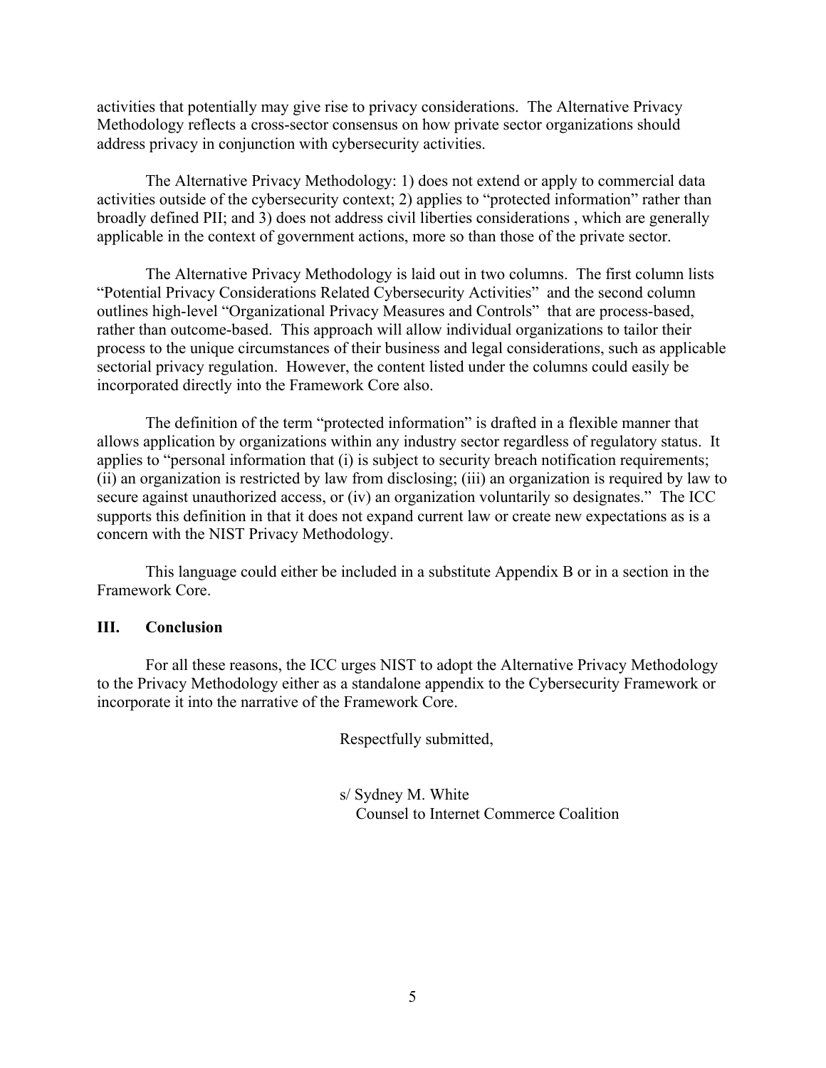activities that potentially may give rise to privacy considerations. The Alternative Privacy Methodology reflects a cross-sector consensus on how private sector organizations should address privacy in conjunction with cybersecurity activities.

The Alternative Privacy Methodology: 1) does not extend or apply to commercial data activities outside of the cybersecurity context; 2) applies to "protected information" rather than broadly defined PII; and 3) does not address civil liberties considerations , which are generally applicable in the context of government actions, more so than those of the private sector.

The Alternative Privacy Methodology is laid out in two columns. The first column lists "Potential Privacy Considerations Related Cybersecurity Activities" and the second column outlines high-level "Organizational Privacy Measures and Controls" that are process-based, rather than outcome-based. This approach will allow individual organizations to tailor their process to the unique circumstances of their business and legal considerations, such as applicable sectorial privacy regulation. However, the content listed under the columns could easily be incorporated directly into the Framework Core also.

The definition of the term "protected information" is drafted in a flexible manner that allows application by organizations within any industry sector regardless of regulatory status. It applies to "personal information that (i) is subject to security breach notification requirements; (ii) an organization is restricted by law from disclosing; (iii) an organization is required by law to secure against unauthorized access, or (iv) an organization voluntarily so designates." The ICC supports this definition in that it does not expand current law or create new expectations as is a concern with the NIST Privacy Methodology.

This language could either be included in a substitute Appendix B or in a section in the Framework Core.

## III. Conclusion

For all these reasons, the ICC urges NIST to adopt the Alternative Privacy Methodology to the Privacy Methodology either as a standalone appendix to the Cybersecurity Framework or incorporate it into the narrative of the Framework Core.

Respectfully submitted,

s/ Sydney M. White
Counsel to Internet Commerce Coalition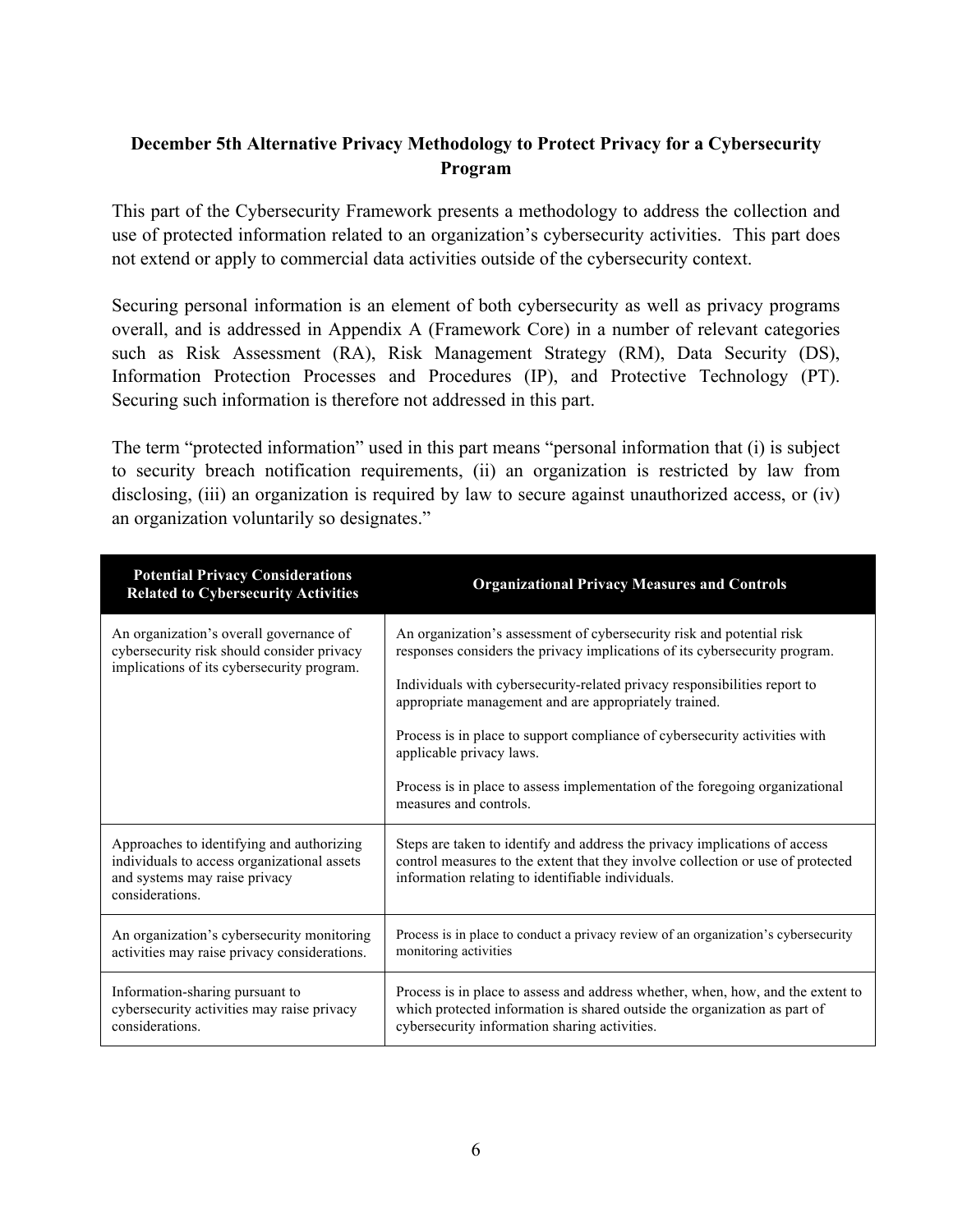## December 5th Alternative Privacy Methodology to Protect Privacy for a Cybersecurity Program

This part of the Cybersecurity Framework presents a methodology to address the collection and use of protected information related to an organization's cybersecurity activities. This part does not extend or apply to commercial data activities outside of the cybersecurity context.

Securing personal information is an element of both cybersecurity as well as privacy programs overall, and is addressed in Appendix A (Framework Core) in a number of relevant categories such as Risk Assessment (RA), Risk Management Strategy (RM), Data Security (DS), Information Protection Processes and Procedures (IP), and Protective Technology (PT). Securing such information is therefore not addressed in this part.

The term "protected information" used in this part means "personal information that (i) is subject to security breach notification requirements, (ii) an organization is restricted by law from disclosing, (iii) an organization is required by law to secure against unauthorized access, or (iv) an organization voluntarily so designates."

| Potential Privacy Considerations Related to Cybersecurity Activities | Organizational Privacy Measures and Controls |
|---|---|
| An organization's overall governance of cybersecurity risk should consider privacy implications of its cybersecurity program. | An organization's assessment of cybersecurity risk and potential risk responses considers the privacy implications of its cybersecurity program.<br><br>Individuals with cybersecurity-related privacy responsibilities report to appropriate management and are appropriately trained.<br><br>Process is in place to support compliance of cybersecurity activities with applicable privacy laws.<br><br>Process is in place to assess implementation of the foregoing organizational measures and controls. |
| Approaches to identifying and authorizing individuals to access organizational assets and systems may raise privacy considerations. | Steps are taken to identify and address the privacy implications of access control measures to the extent that they involve collection or use of protected information relating to identifiable individuals. |
| An organization's cybersecurity monitoring activities may raise privacy considerations. | Process is in place to conduct a privacy review of an organization's cybersecurity monitoring activities |
| Information-sharing pursuant to cybersecurity activities may raise privacy considerations. | Process is in place to assess and address whether, when, how, and the extent to which protected information is shared outside the organization as part of cybersecurity information sharing activities. |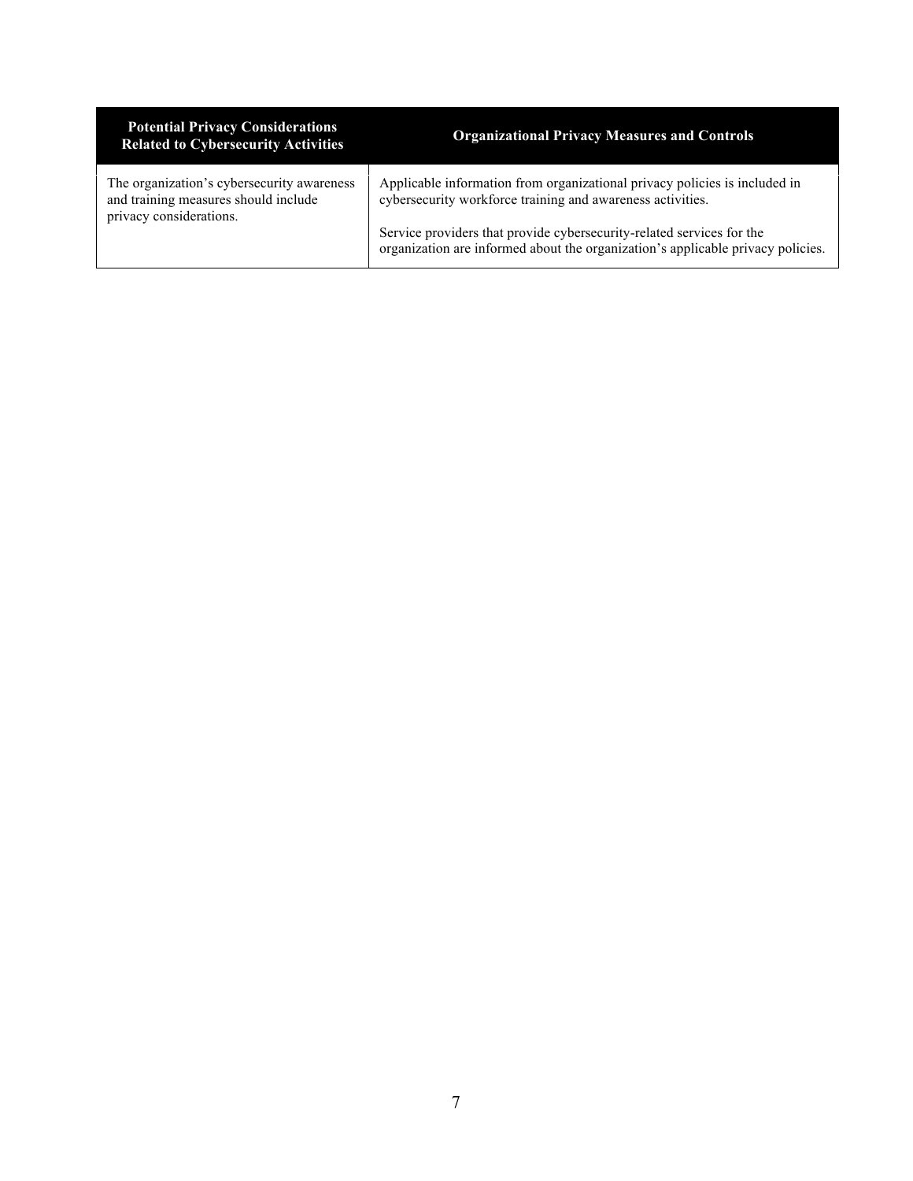| Potential Privacy Considerations Related to Cybersecurity Activities | Organizational Privacy Measures and Controls |
| --- | --- |
| The organization's cybersecurity awareness and training measures should include privacy considerations. | Applicable information from organizational privacy policies is included in cybersecurity workforce training and awareness activities.<br><br>Service providers that provide cybersecurity-related services for the organization are informed about the organization's applicable privacy policies. |